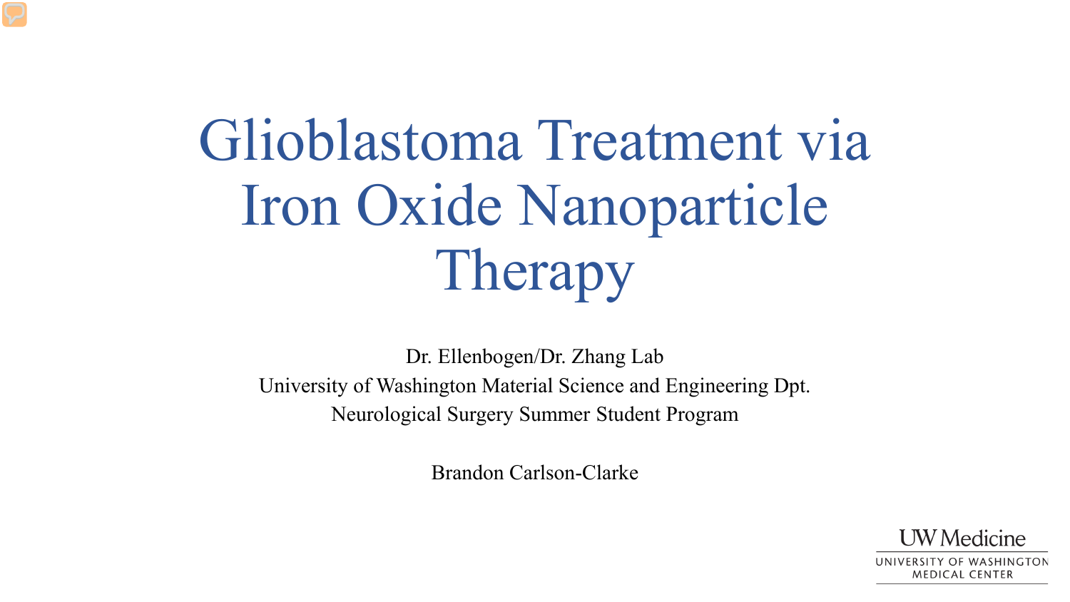# Glioblastoma Treatment via Iron Oxide Nanoparticle Therapy

Dr. Ellenbogen/Dr. Zhang Lab
University of Washington Material Science and Engineering Dpt.
Neurological Surgery Summer Student Program

Brandon Carlson-Clarke

UW Medicine
UNIVERSITY OF WASHINGTON
MEDICAL CENTER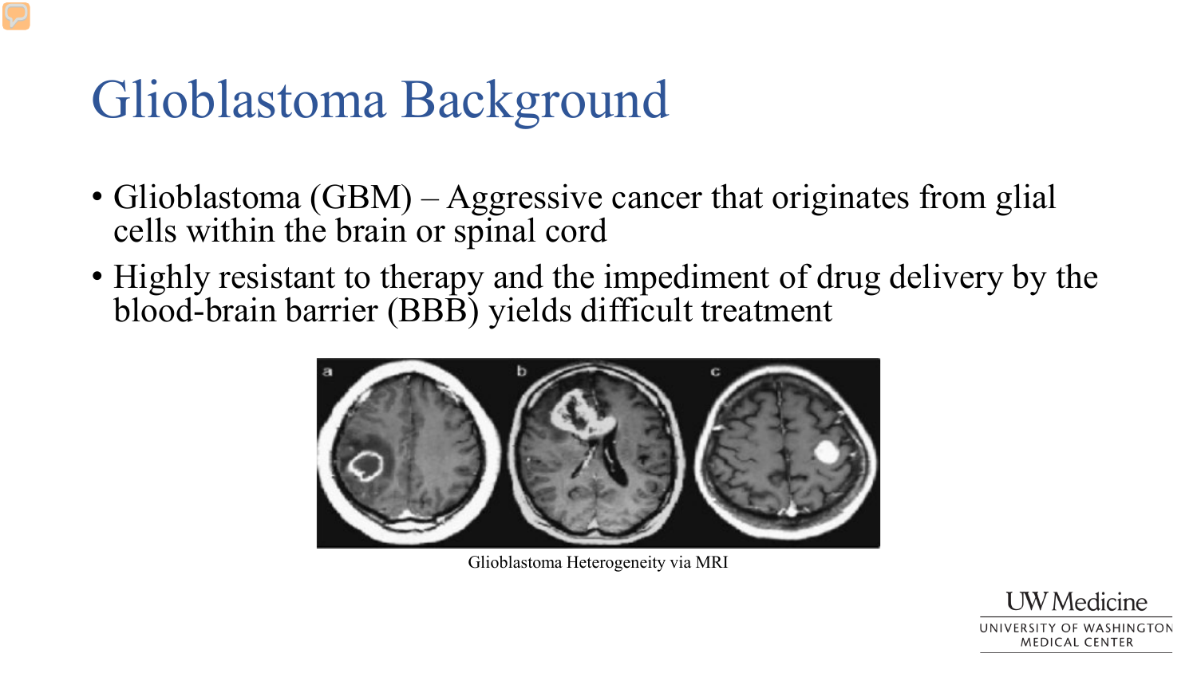# Glioblastoma Background

- Glioblastoma (GBM) – Aggressive cancer that originates from glial cells within the brain or spinal cord
- Highly resistant to therapy and the impediment of drug delivery by the blood-brain barrier (BBB) yields difficult treatment

Glioblastoma Heterogeneity via MRI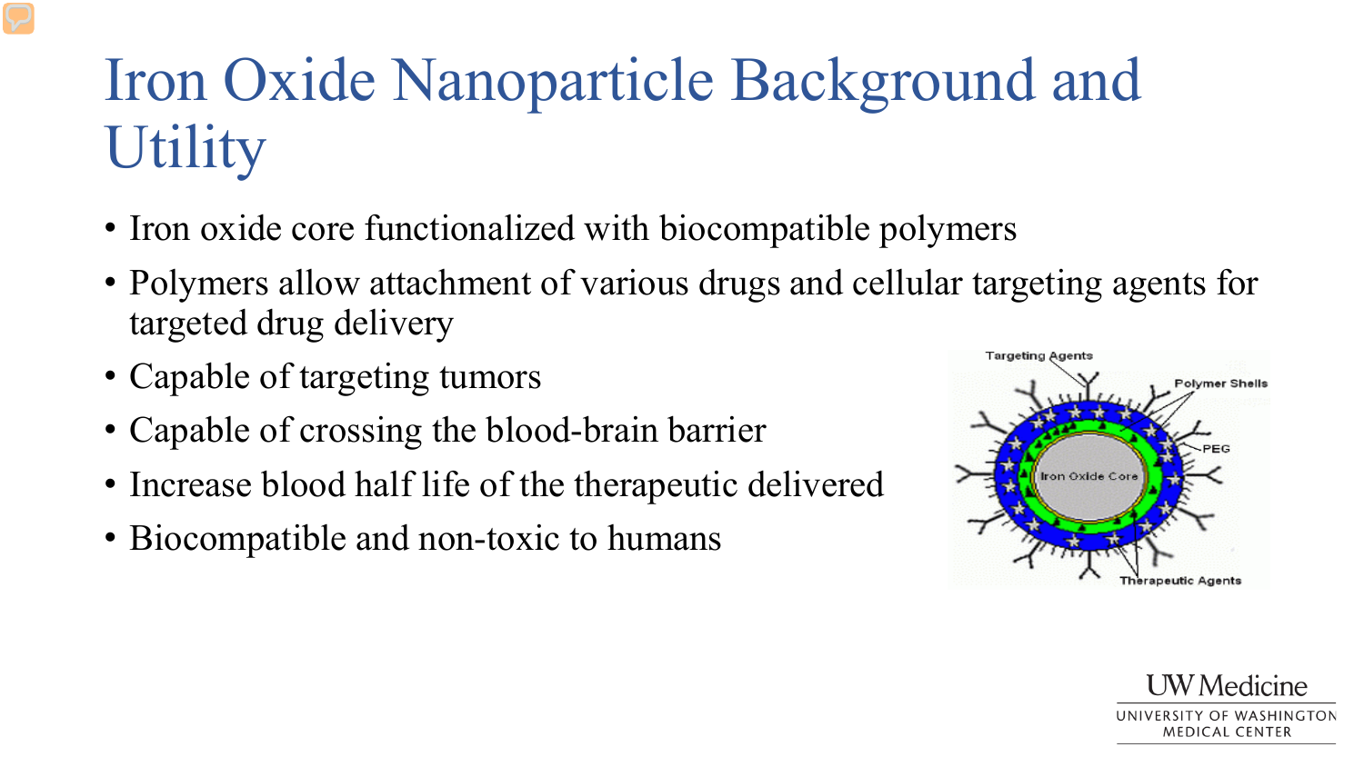# Iron Oxide Nanoparticle Background and Utility

- Iron oxide core functionalized with biocompatible polymers
- Polymers allow attachment of various drugs and cellular targeting agents for targeted drug delivery
- Capable of targeting tumors
- Capable of crossing the blood-brain barrier
- Increase blood half life of the therapeutic delivered
- Biocompatible and non-toxic to humans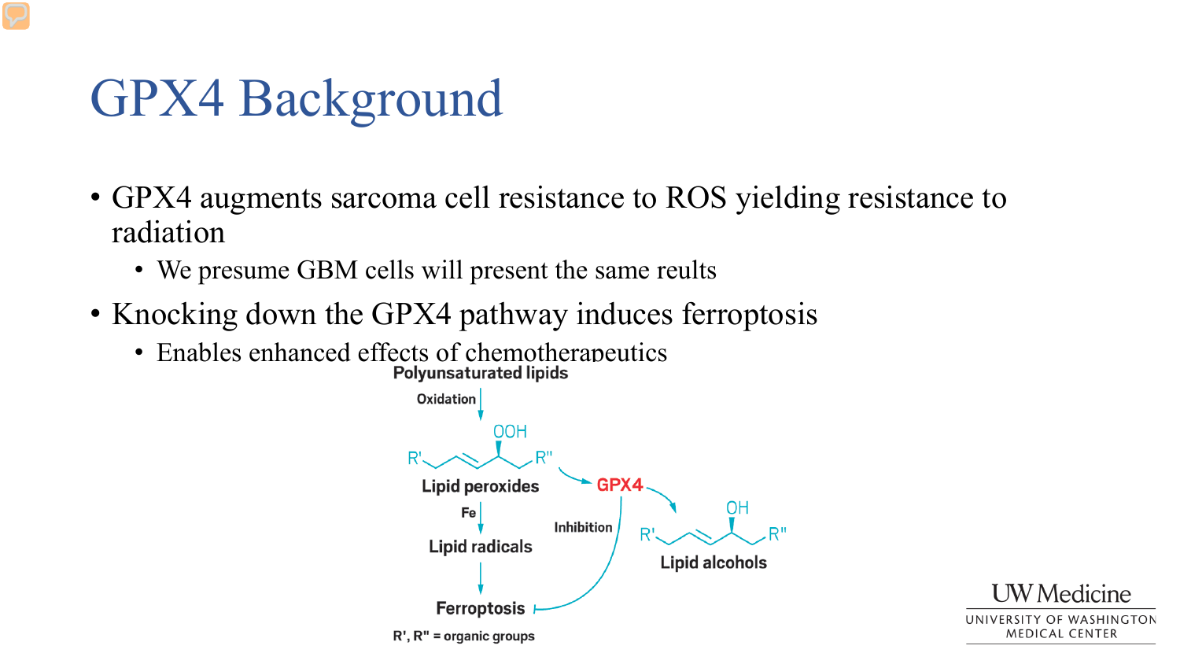# GPX4 Background

- GPX4 augments sarcoma cell resistance to ROS yielding resistance to radiation
  - We presume GBM cells will present the same reults
- Knocking down the GPX4 pathway induces ferroptosis
  - Enables enhanced effects of chemotherapeutics

Polyunsaturated lipids

Oxidation

OOH

R' R''

Lipid peroxides

GPX4

Fe

Lipid radicals

Inhibition

OH

R' R''

Lipid alcohols

Ferroptosis

R', R'' = organic groups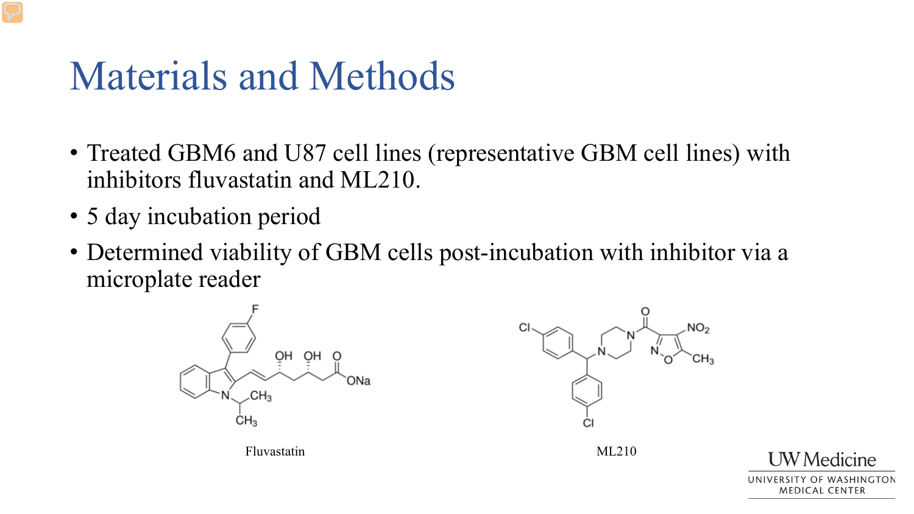# Materials and Methods

- Treated GBM6 and U87 cell lines (representative GBM cell lines) with inhibitors fluvastatin and ML210.
- 5 day incubation period
- Determined viability of GBM cells post-incubation with inhibitor via a microplate reader

Fluvastatin

ML210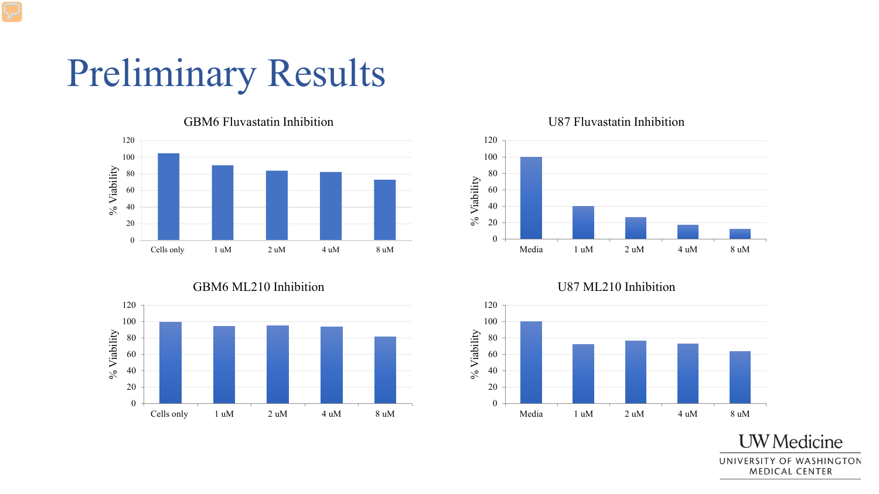# Preliminary Results

**GBM6 Fluvastatin Inhibition**

% Viability: Cells only, 1 uM, 2 uM, 4 uM, 8 uM

**U87 Fluvastatin Inhibition**

% Viability: Media, 1 uM, 2 uM, 4 uM, 8 uM

**GBM6 ML210 Inhibition**

% Viability: Cells only, 1 uM, 2 uM, 4 uM, 8 uM

**U87 ML210 Inhibition**

% Viability: Media, 1 uM, 2 uM, 4 uM, 8 uM

UW Medicine
UNIVERSITY OF WASHINGTON MEDICAL CENTER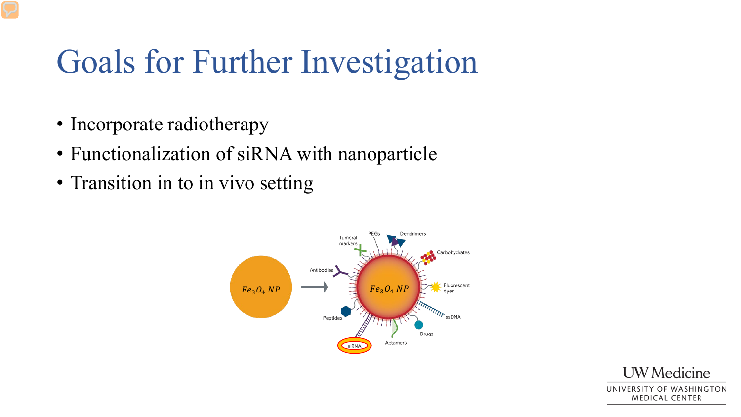# Goals for Further Investigation

- Incorporate radiotherapy
- Functionalization of siRNA with nanoparticle
- Transition in to in vivo setting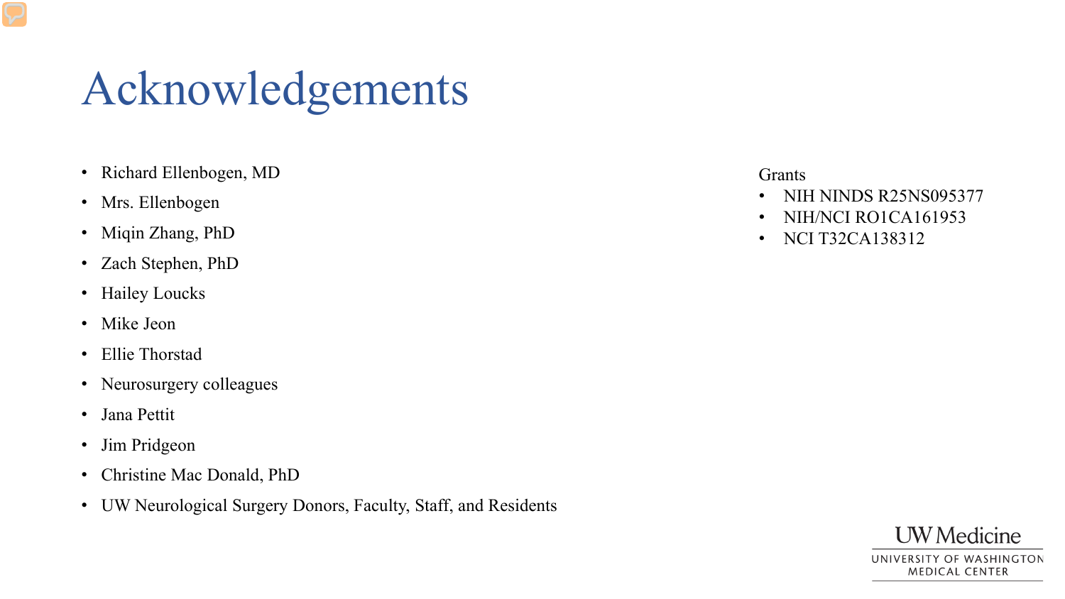# Acknowledgements

- Richard Ellenbogen, MD
- Mrs. Ellenbogen
- Miqin Zhang, PhD
- Zach Stephen, PhD
- Hailey Loucks
- Mike Jeon
- Ellie Thorstad
- Neurosurgery colleagues
- Jana Pettit
- Jim Pridgeon
- Christine Mac Donald, PhD
- UW Neurological Surgery Donors, Faculty, Staff, and Residents

Grants

- NIH NINDS R25NS095377
- NIH/NCI RO1CA161953
- NCI T32CA138312

UW Medicine
UNIVERSITY OF WASHINGTON MEDICAL CENTER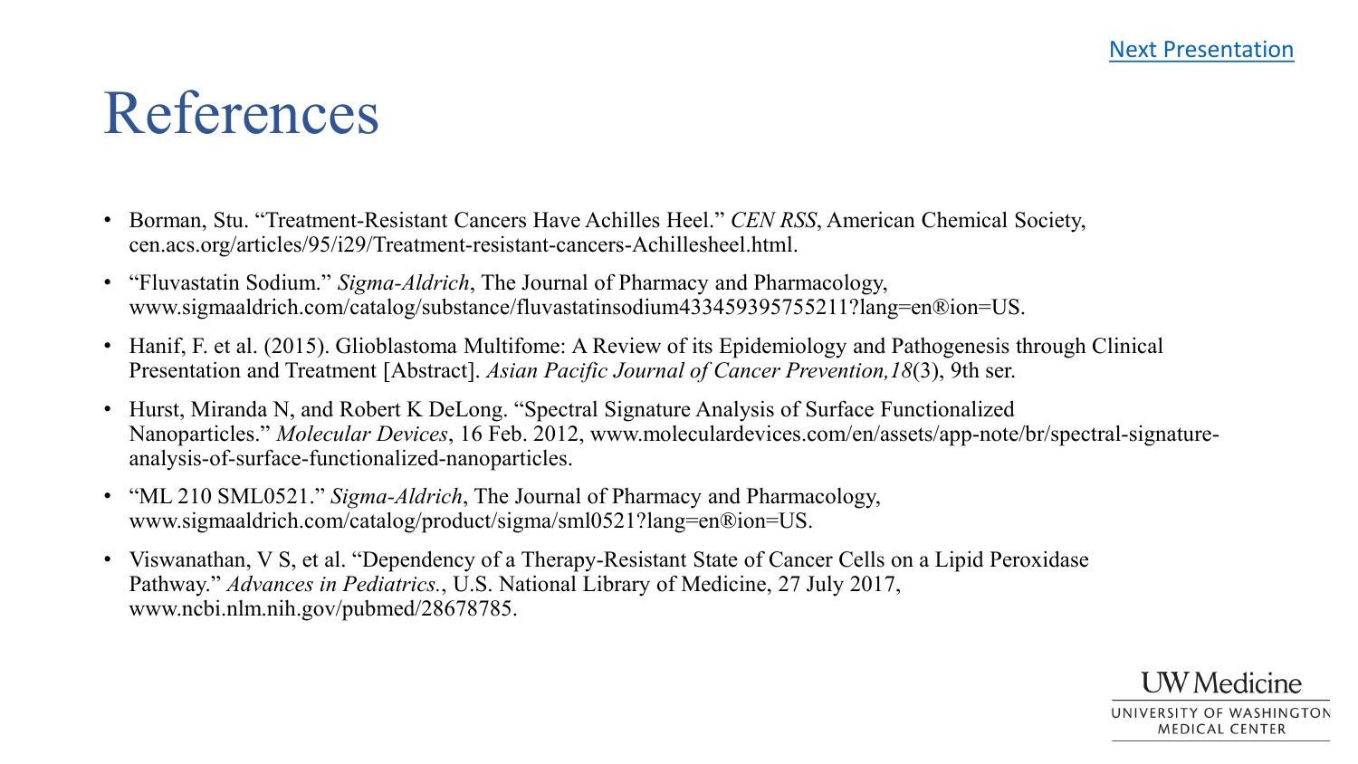Next Presentation

# References

- Borman, Stu. "Treatment-Resistant Cancers Have Achilles Heel." *CEN RSS*, American Chemical Society, cen.acs.org/articles/95/i29/Treatment-resistant-cancers-Achillesheel.html.
- "Fluvastatin Sodium." *Sigma-Aldrich*, The Journal of Pharmacy and Pharmacology, www.sigmaaldrich.com/catalog/substance/fluvastatinsodium433459395755211?lang=en®ion=US.
- Hanif, F. et al. (2015). Glioblastoma Multifome: A Review of its Epidemiology and Pathogenesis through Clinical Presentation and Treatment [Abstract]. *Asian Pacific Journal of Cancer Prevention,18*(3), 9th ser.
- Hurst, Miranda N, and Robert K DeLong. "Spectral Signature Analysis of Surface Functionalized Nanoparticles." *Molecular Devices*, 16 Feb. 2012, www.moleculardevices.com/en/assets/app-note/br/spectral-signature-analysis-of-surface-functionalized-nanoparticles.
- "ML 210 SML0521." *Sigma-Aldrich*, The Journal of Pharmacy and Pharmacology, www.sigmaaldrich.com/catalog/product/sigma/sml0521?lang=en®ion=US.
- Viswanathan, V S, et al. "Dependency of a Therapy-Resistant State of Cancer Cells on a Lipid Peroxidase Pathway." *Advances in Pediatrics.*, U.S. National Library of Medicine, 27 July 2017, www.ncbi.nlm.nih.gov/pubmed/28678785.

UW Medicine

UNIVERSITY OF WASHINGTON MEDICAL CENTER